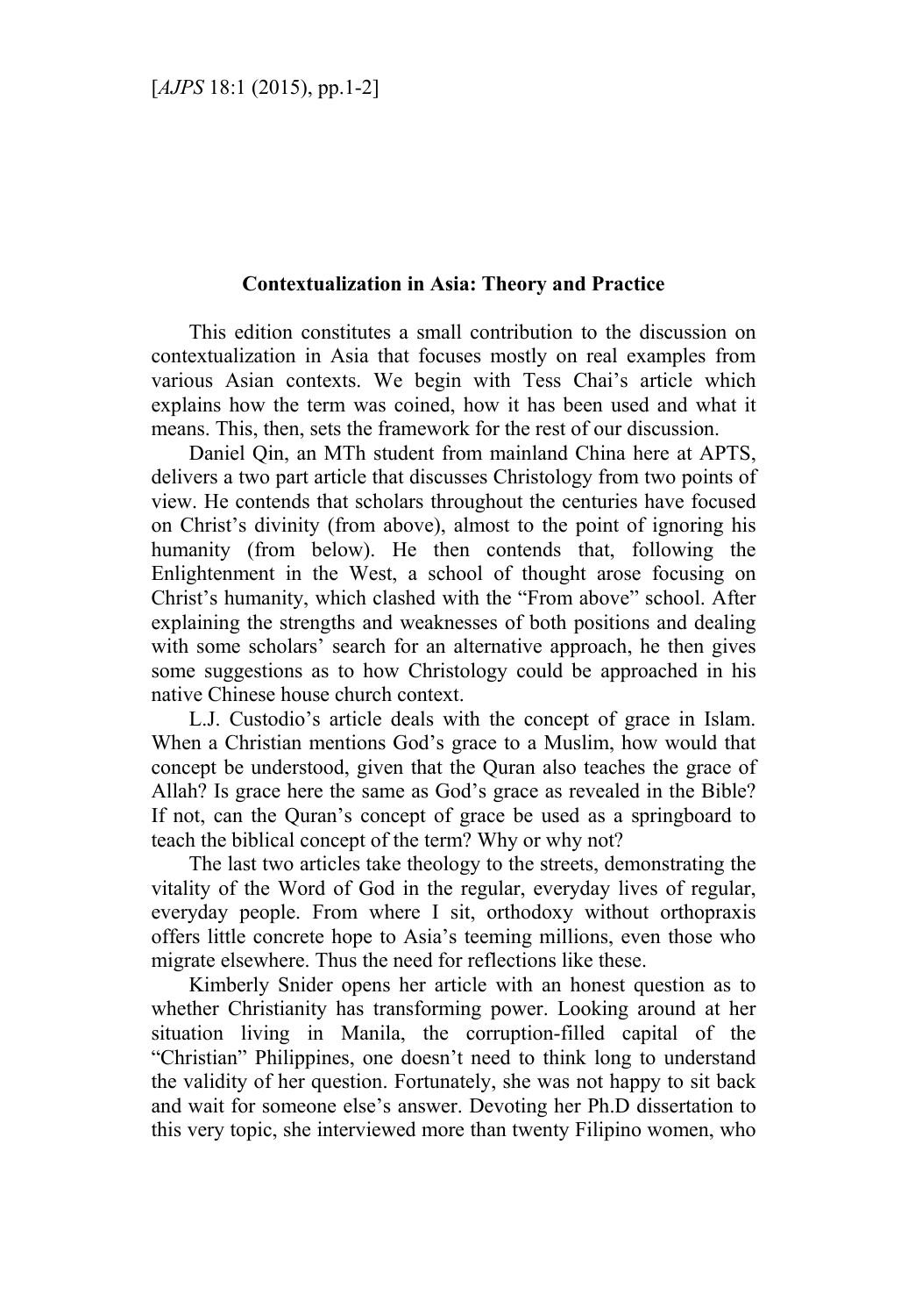# Contextualization in Asia: Theory and Practice

This edition constitutes a small contribution to the discussion on contextualization in Asia that focuses mostly on real examples from various Asian contexts. We begin with Tess Chai's article which explains how the term was coined, how it has been used and what it means. This, then, sets the framework for the rest of our discussion.

Daniel Qin, an MTh student from mainland China here at APTS, delivers a two part article that discusses Christology from two points of view. He contends that scholars throughout the centuries have focused on Christ's divinity (from above), almost to the point of ignoring his humanity (from below). He then contends that, following the Enlightenment in the West, a school of thought arose focusing on Christ's humanity, which clashed with the "From above" school. After explaining the strengths and weaknesses of both positions and dealing with some scholars' search for an alternative approach, he then gives some suggestions as to how Christology could be approached in his native Chinese house church context.

L.J. Custodio's article deals with the concept of grace in Islam. When a Christian mentions God's grace to a Muslim, how would that concept be understood, given that the Quran also teaches the grace of Allah? Is grace here the same as God's grace as revealed in the Bible? If not, can the Quran's concept of grace be used as a springboard to teach the biblical concept of the term? Why or why not?

The last two articles take theology to the streets, demonstrating the vitality of the Word of God in the regular, everyday lives of regular, everyday people. From where I sit, orthodoxy without orthopraxis offers little concrete hope to Asia's teeming millions, even those who migrate elsewhere. Thus the need for reflections like these.

Kimberly Snider opens her article with an honest question as to whether Christianity has transforming power. Looking around at her situation living in Manila, the corruption-filled capital of the "Christian" Philippines, one doesn't need to think long to understand the validity of her question. Fortunately, she was not happy to sit back and wait for someone else's answer. Devoting her Ph.D dissertation to this very topic, she interviewed more than twenty Filipino women, who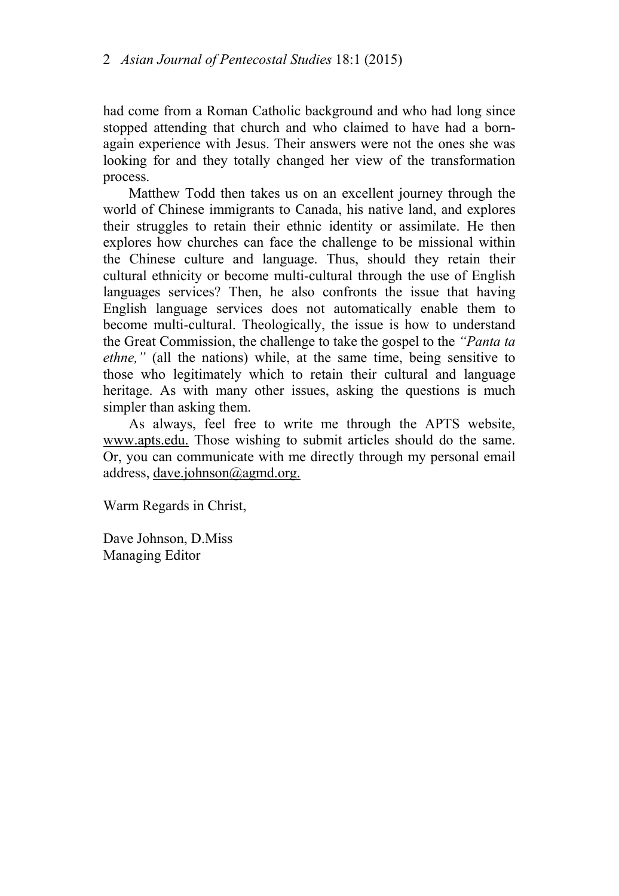had come from a Roman Catholic background and who had long since stopped attending that church and who claimed to have had a born-again experience with Jesus. Their answers were not the ones she was looking for and they totally changed her view of the transformation process.

Matthew Todd then takes us on an excellent journey through the world of Chinese immigrants to Canada, his native land, and explores their struggles to retain their ethnic identity or assimilate. He then explores how churches can face the challenge to be missional within the Chinese culture and language. Thus, should they retain their cultural ethnicity or become multi-cultural through the use of English languages services? Then, he also confronts the issue that having English language services does not automatically enable them to become multi-cultural. Theologically, the issue is how to understand the Great Commission, the challenge to take the gospel to the *"Panta ta ethne,"* (all the nations) while, at the same time, being sensitive to those who legitimately which to retain their cultural and language heritage. As with many other issues, asking the questions is much simpler than asking them.

As always, feel free to write me through the APTS website, www.apts.edu. Those wishing to submit articles should do the same. Or, you can communicate with me directly through my personal email address, dave.johnson@agmd.org.

Warm Regards in Christ,

Dave Johnson, D.Miss
Managing Editor